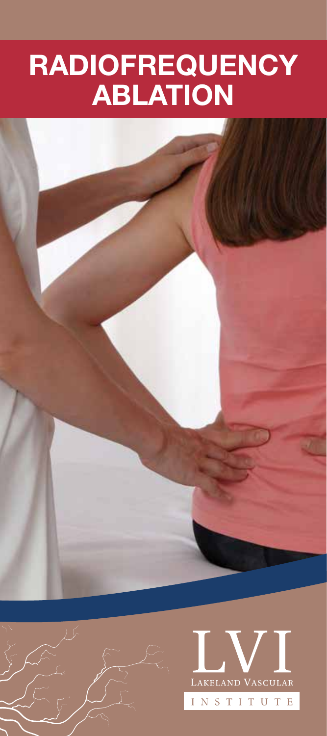# RADIOFREQUENCY ABLATION

LVI

LAKELAND VASCULAR

INSTITUTE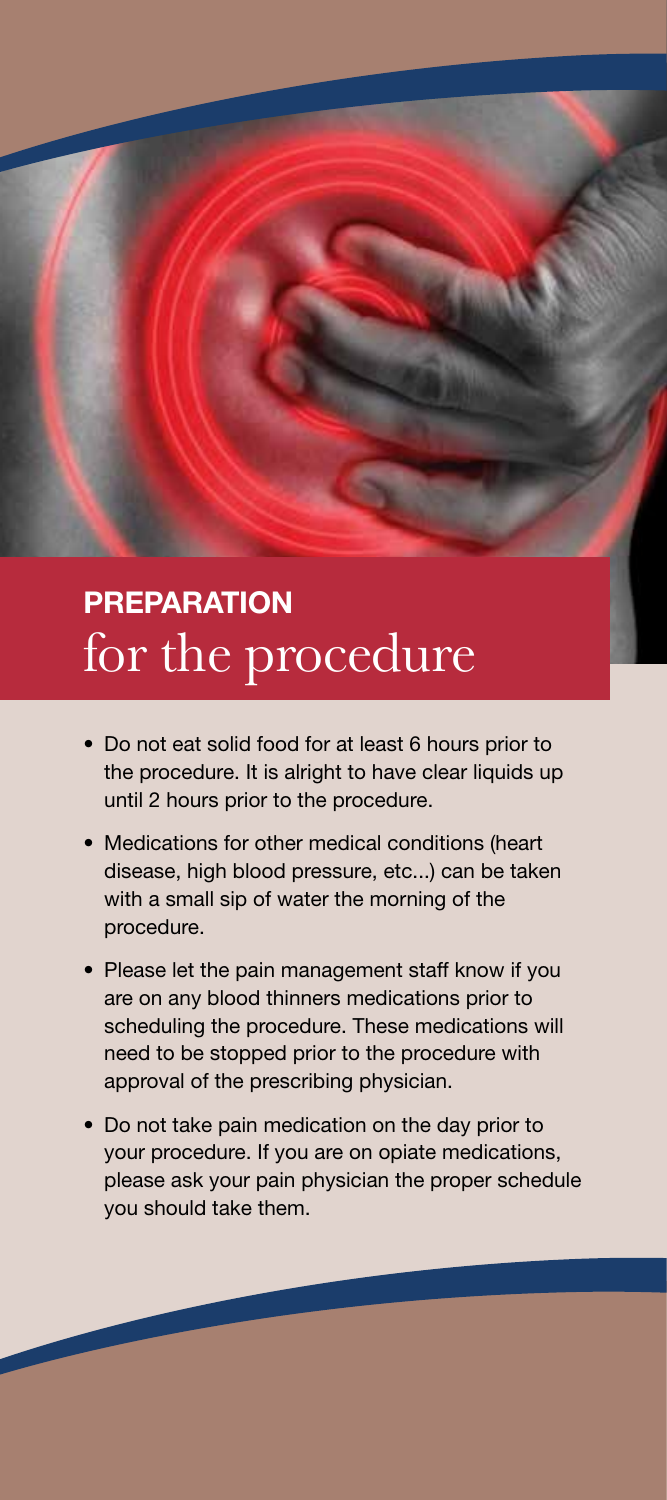## **PREPARATION** for the procedure

- Do not eat solid food for at least 6 hours prior to the procedure. It is alright to have clear liquids up until 2 hours prior to the procedure.
- Medications for other medical conditions (heart disease, high blood pressure, etc...) can be taken with a small sip of water the morning of the procedure.
- Please let the pain management staff know if you are on any blood thinners medications prior to scheduling the procedure. These medications will need to be stopped prior to the procedure with approval of the prescribing physician.
- Do not take pain medication on the day prior to your procedure. If you are on opiate medications, please ask your pain physician the proper schedule you should take them.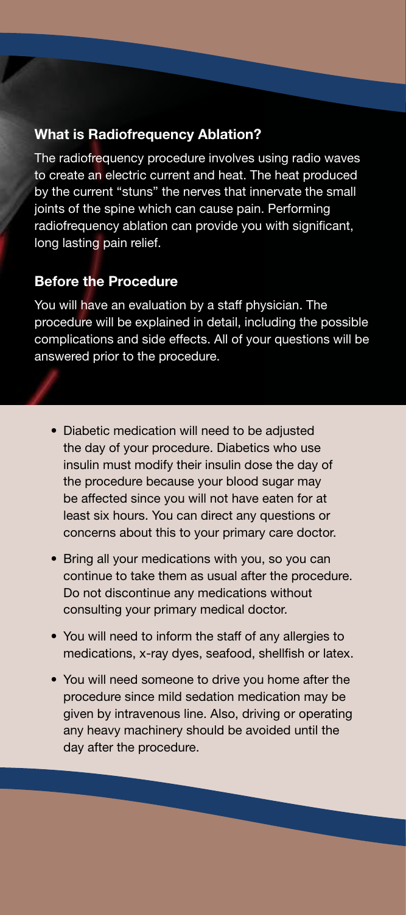## What is Radiofrequency Ablation?

The radiofrequency procedure involves using radio waves to create an electric current and heat. The heat produced by the current "stuns" the nerves that innervate the small joints of the spine which can cause pain. Performing radiofrequency ablation can provide you with significant, long lasting pain relief.

## Before the Procedure

You will have an evaluation by a staff physician. The procedure will be explained in detail, including the possible complications and side effects. All of your questions will be answered prior to the procedure.

- Diabetic medication will need to be adjusted the day of your procedure. Diabetics who use insulin must modify their insulin dose the day of the procedure because your blood sugar may be affected since you will not have eaten for at least six hours. You can direct any questions or concerns about this to your primary care doctor.
- Bring all your medications with you, so you can continue to take them as usual after the procedure. Do not discontinue any medications without consulting your primary medical doctor.
- You will need to inform the staff of any allergies to medications, x-ray dyes, seafood, shellfish or latex.
- You will need someone to drive you home after the procedure since mild sedation medication may be given by intravenous line. Also, driving or operating any heavy machinery should be avoided until the day after the procedure.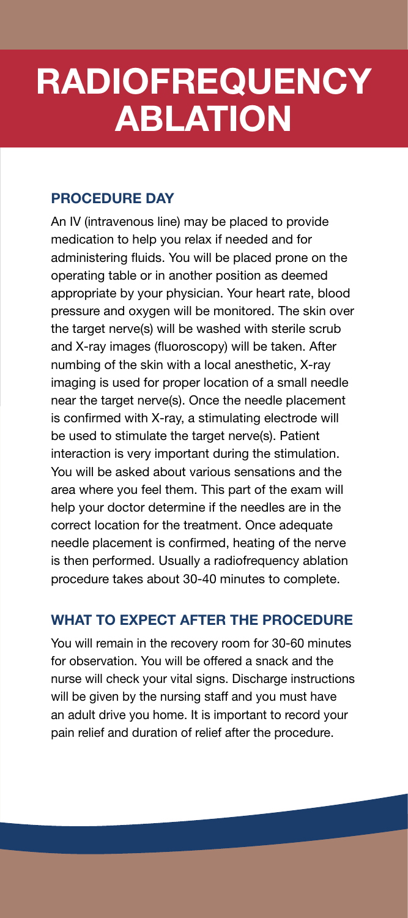# RADIOFREQUENCY ABLATION

## PROCEDURE DAY

An IV (intravenous line) may be placed to provide medication to help you relax if needed and for administering fluids. You will be placed prone on the operating table or in another position as deemed appropriate by your physician. Your heart rate, blood pressure and oxygen will be monitored. The skin over the target nerve(s) will be washed with sterile scrub and X-ray images (fluoroscopy) will be taken. After numbing of the skin with a local anesthetic, X-ray imaging is used for proper location of a small needle near the target nerve(s). Once the needle placement is confirmed with X-ray, a stimulating electrode will be used to stimulate the target nerve(s). Patient interaction is very important during the stimulation. You will be asked about various sensations and the area where you feel them. This part of the exam will help your doctor determine if the needles are in the correct location for the treatment. Once adequate needle placement is confirmed, heating of the nerve is then performed. Usually a radiofrequency ablation procedure takes about 30-40 minutes to complete.

## WHAT TO EXPECT AFTER THE PROCEDURE

You will remain in the recovery room for 30-60 minutes for observation. You will be offered a snack and the nurse will check your vital signs. Discharge instructions will be given by the nursing staff and you must have an adult drive you home. It is important to record your pain relief and duration of relief after the procedure.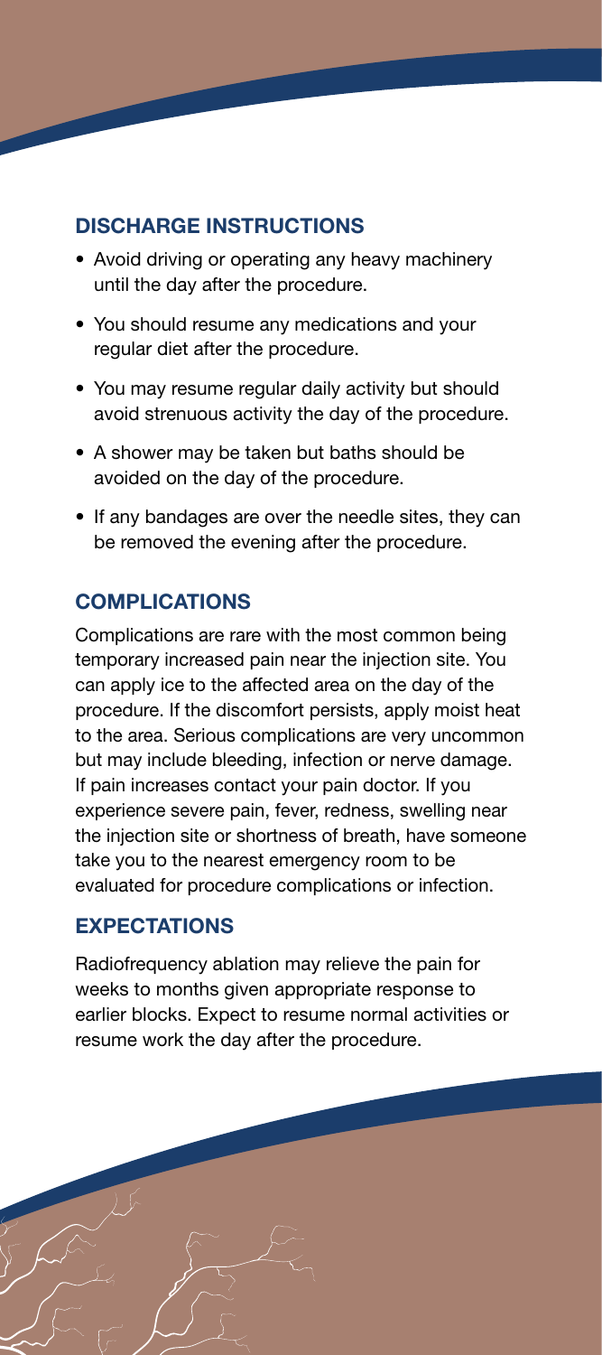## DISCHARGE INSTRUCTIONS

- Avoid driving or operating any heavy machinery until the day after the procedure.
- You should resume any medications and your regular diet after the procedure.
- You may resume regular daily activity but should avoid strenuous activity the day of the procedure.
- A shower may be taken but baths should be avoided on the day of the procedure.
- If any bandages are over the needle sites, they can be removed the evening after the procedure.

## COMPLICATIONS

Complications are rare with the most common being temporary increased pain near the injection site. You can apply ice to the affected area on the day of the procedure. If the discomfort persists, apply moist heat to the area. Serious complications are very uncommon but may include bleeding, infection or nerve damage. If pain increases contact your pain doctor. If you experience severe pain, fever, redness, swelling near the injection site or shortness of breath, have someone take you to the nearest emergency room to be evaluated for procedure complications or infection.

## EXPECTATIONS

Radiofrequency ablation may relieve the pain for weeks to months given appropriate response to earlier blocks. Expect to resume normal activities or resume work the day after the procedure.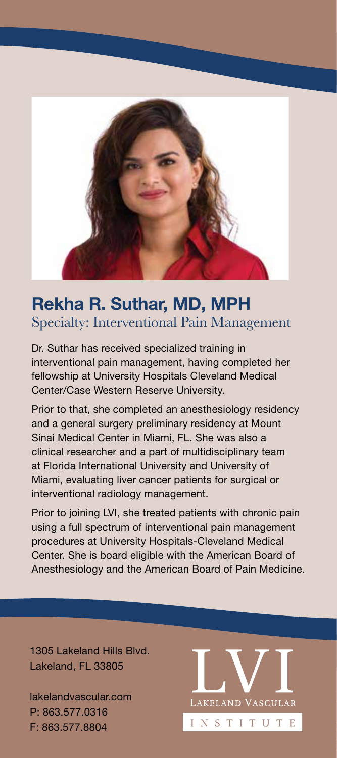## Rekha R. Suthar, MD, MPH

Specialty: Interventional Pain Management

Dr. Suthar has received specialized training in interventional pain management, having completed her fellowship at University Hospitals Cleveland Medical Center/Case Western Reserve University.

Prior to that, she completed an anesthesiology residency and a general surgery preliminary residency at Mount Sinai Medical Center in Miami, FL. She was also a clinical researcher and a part of multidisciplinary team at Florida International University and University of Miami, evaluating liver cancer patients for surgical or interventional radiology management.

Prior to joining LVI, she treated patients with chronic pain using a full spectrum of interventional pain management procedures at University Hospitals-Cleveland Medical Center. She is board eligible with the American Board of Anesthesiology and the American Board of Pain Medicine.

1305 Lakeland Hills Blvd.
Lakeland, FL 33805

lakelandvascular.com
P: 863.577.0316
F: 863.577.8804

LVI
LAKELAND VASCULAR
INSTITUTE